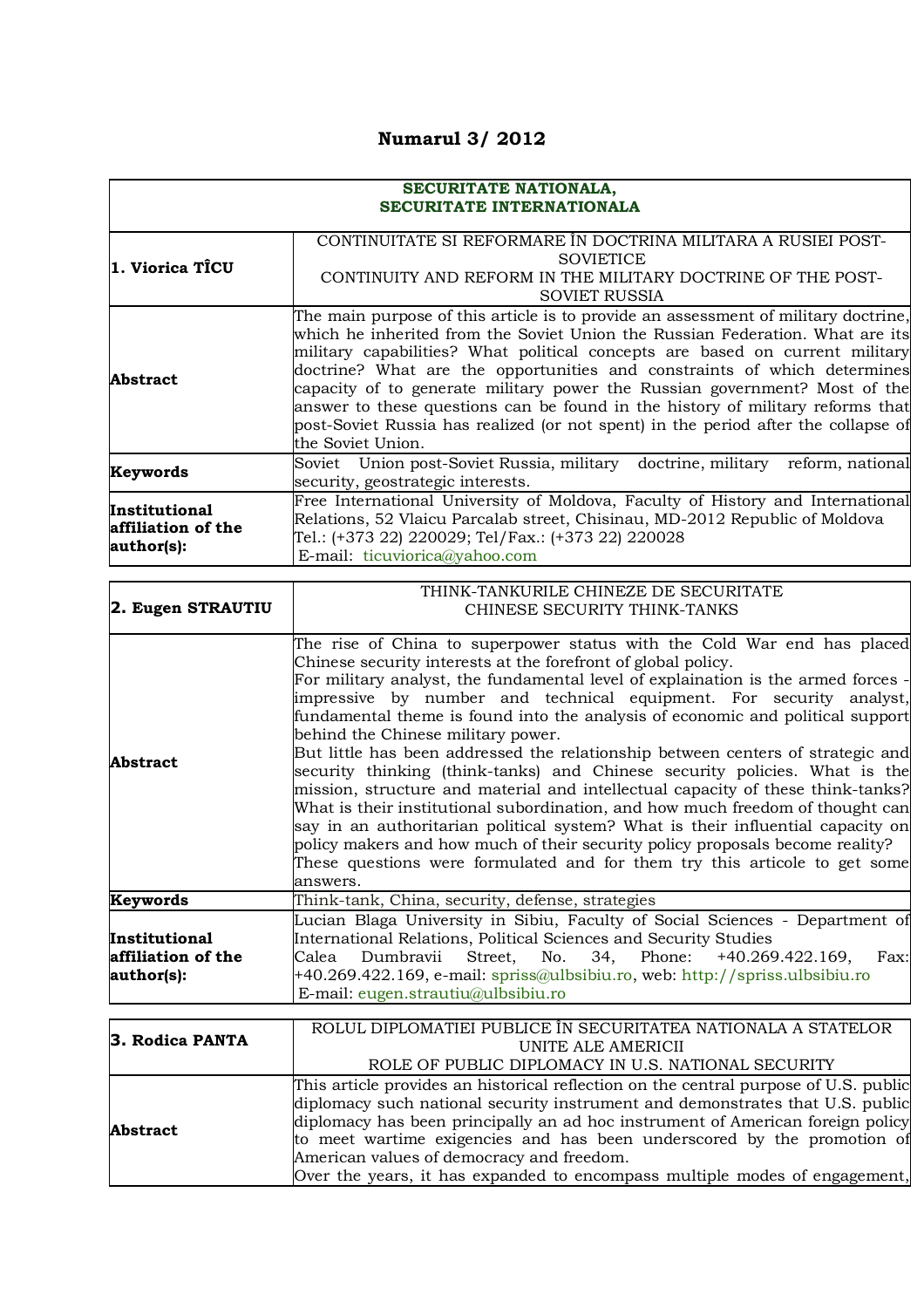# Numarul 3/ 2012

| SECURITATE NATIONALA, SECURITATE INTERNATIONALA | |
|---|---|
| **1. Viorica TÎCU** | CONTINUITATE SI REFORMARE ÎN DOCTRINA MILITARA A RUSIEI POST-SOVIETICE<br>CONTINUITY AND REFORM IN THE MILITARY DOCTRINE OF THE POST-SOVIET RUSSIA |
| **Abstract** | The main purpose of this article is to provide an assessment of military doctrine, which he inherited from the Soviet Union the Russian Federation. What are its military capabilities? What political concepts are based on current military doctrine? What are the opportunities and constraints of which determines capacity of to generate military power the Russian government? Most of the answer to these questions can be found in the history of military reforms that post-Soviet Russia has realized (or not spent) in the period after the collapse of the Soviet Union. |
| **Keywords** | Soviet Union post-Soviet Russia, military doctrine, military reform, national security, geostrategic interests. |
| **Institutional affiliation of the author(s):** | Free International University of Moldova, Faculty of History and International Relations, 52 Vlaicu Parcalab street, Chisinau, MD-2012 Republic of Moldova<br>Tel.: (+373 22) 220029; Tel/Fax.: (+373 22) 220028<br>E-mail: ticuviorica@yahoo.com |

| **2. Eugen STRAUTIU** | THINK-TANKURILE CHINEZE DE SECURITATE<br>CHINESE SECURITY THINK-TANKS |
|---|---|
| **Abstract** | The rise of China to superpower status with the Cold War end has placed Chinese security interests at the forefront of global policy.<br>For military analyst, the fundamental level of explaination is the armed forces - impressive by number and technical equipment. For security analyst, fundamental theme is found into the analysis of economic and political support behind the Chinese military power.<br>But little has been addressed the relationship between centers of strategic and security thinking (think-tanks) and Chinese security policies. What is the mission, structure and material and intellectual capacity of these think-tanks? What is their institutional subordination, and how much freedom of thought can say in an authoritarian political system? What is their influential capacity on policy makers and how much of their security policy proposals become reality? These questions were formulated and for them try this articole to get some answers. |
| **Keywords** | Think-tank, China, security, defense, strategies |
| **Institutional affiliation of the author(s):** | Lucian Blaga University in Sibiu, Faculty of Social Sciences - Department of International Relations, Political Sciences and Security Studies<br>Calea Dumbravii Street, No. 34, Phone: +40.269.422.169, Fax: +40.269.422.169, e-mail: spriss@ulbsibiu.ro, web: http://spriss.ulbsibiu.ro<br>E-mail: eugen.strautiu@ulbsibiu.ro |

| **3. Rodica PANTA** | ROLUL DIPLOMATIEI PUBLICE ÎN SECURITATEA NATIONALA A STATELOR UNITE ALE AMERICII<br>ROLE OF PUBLIC DIPLOMACY IN U.S. NATIONAL SECURITY |
|---|---|
| **Abstract** | This article provides an historical reflection on the central purpose of U.S. public diplomacy such national security instrument and demonstrates that U.S. public diplomacy has been principally an ad hoc instrument of American foreign policy to meet wartime exigencies and has been underscored by the promotion of American values of democracy and freedom.<br>Over the years, it has expanded to encompass multiple modes of engagement, |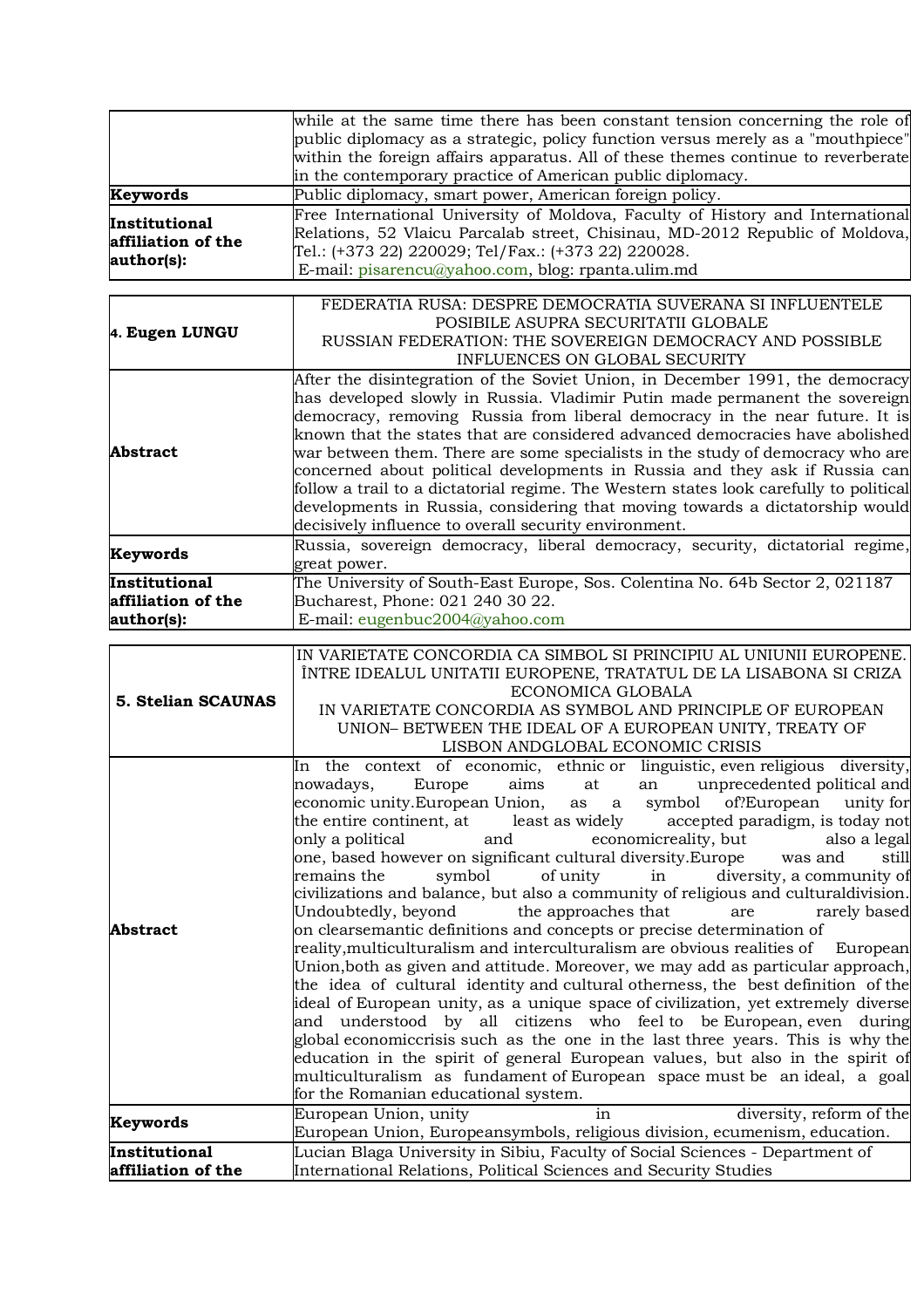| | |
|---|---|
| | while at the same time there has been constant tension concerning the role of public diplomacy as a strategic, policy function versus merely as a "mouthpiece" within the foreign affairs apparatus. All of these themes continue to reverberate in the contemporary practice of American public diplomacy. |
| **Keywords** | Public diplomacy, smart power, American foreign policy. |
| **Institutional affiliation of the author(s):** | Free International University of Moldova, Faculty of History and International Relations, 52 Vlaicu Parcalab street, Chisinau, MD-2012 Republic of Moldova, Tel.: (+373 22) 220029; Tel/Fax.: (+373 22) 220028. E-mail: pisarencu@yahoo.com, blog: rpanta.ulim.md |

| | |
|---|---|
| **4. Eugen LUNGU** | FEDERATIA RUSA: DESPRE DEMOCRATIA SUVERANA SI INFLUENTELE POSIBILE ASUPRA SECURITATII GLOBALE<br>RUSSIAN FEDERATION: THE SOVEREIGN DEMOCRACY AND POSSIBLE INFLUENCES ON GLOBAL SECURITY |
| **Abstract** | After the disintegration of the Soviet Union, in December 1991, the democracy has developed slowly in Russia. Vladimir Putin made permanent the sovereign democracy, removing Russia from liberal democracy in the near future. It is known that the states that are considered advanced democracies have abolished war between them. There are some specialists in the study of democracy who are concerned about political developments in Russia and they ask if Russia can follow a trail to a dictatorial regime. The Western states look carefully to political developments in Russia, considering that moving towards a dictatorship would decisively influence to overall security environment. |
| **Keywords** | Russia, sovereign democracy, liberal democracy, security, dictatorial regime, great power. |
| **Institutional affiliation of the author(s):** | The University of South-East Europe, Sos. Colentina No. 64b Sector 2, 021187 Bucharest, Phone: 021 240 30 22. E-mail: eugenbuc2004@yahoo.com |

| | |
|---|---|
| **5. Stelian SCAUNAS** | IN VARIETATE CONCORDIA CA SIMBOL SI PRINCIPIU AL UNIUNII EUROPENE. ÎNTRE IDEALUL UNITATII EUROPENE, TRATATUL DE LA LISABONA SI CRIZA ECONOMICA GLOBALA<br>IN VARIETATE CONCORDIA AS SYMBOL AND PRINCIPLE OF EUROPEAN UNION– BETWEEN THE IDEAL OF A EUROPEAN UNITY, TREATY OF LISBON ANDGLOBAL ECONOMIC CRISIS |
| **Abstract** | In the context of economic, ethnic or linguistic, even religious diversity, nowadays, Europe aims at an unprecedented political and economic unity.European Union, as a symbol of?European unity for the entire continent, at least as widely accepted paradigm, is today not only a political and economicreality, but also a legal one, based however on significant cultural diversity.Europe was and still remains the symbol of unity in diversity, a community of civilizations and balance, but also a community of religious and culturaldivision. Undoubtedly, beyond the approaches that are rarely based on clearsemantic definitions and concepts or precise determination of reality,multiculturalism and interculturalism are obvious realities of European Union,both as given and attitude. Moreover, we may add as particular approach, the idea of cultural identity and cultural otherness, the best definition of the ideal of European unity, as a unique space of civilization, yet extremely diverse and understood by all citizens who feel to be European, even during global economiccrisis such as the one in the last three years. This is why the education in the spirit of general European values, but also in the spirit of multiculturalism as fundament of European space must be an ideal, a goal for the Romanian educational system. |
| **Keywords** | European Union, unity in diversity, reform of the European Union, Europeansymbols, religious division, ecumenism, education. |
| **Institutional affiliation of the** | Lucian Blaga University in Sibiu, Faculty of Social Sciences - Department of International Relations, Political Sciences and Security Studies |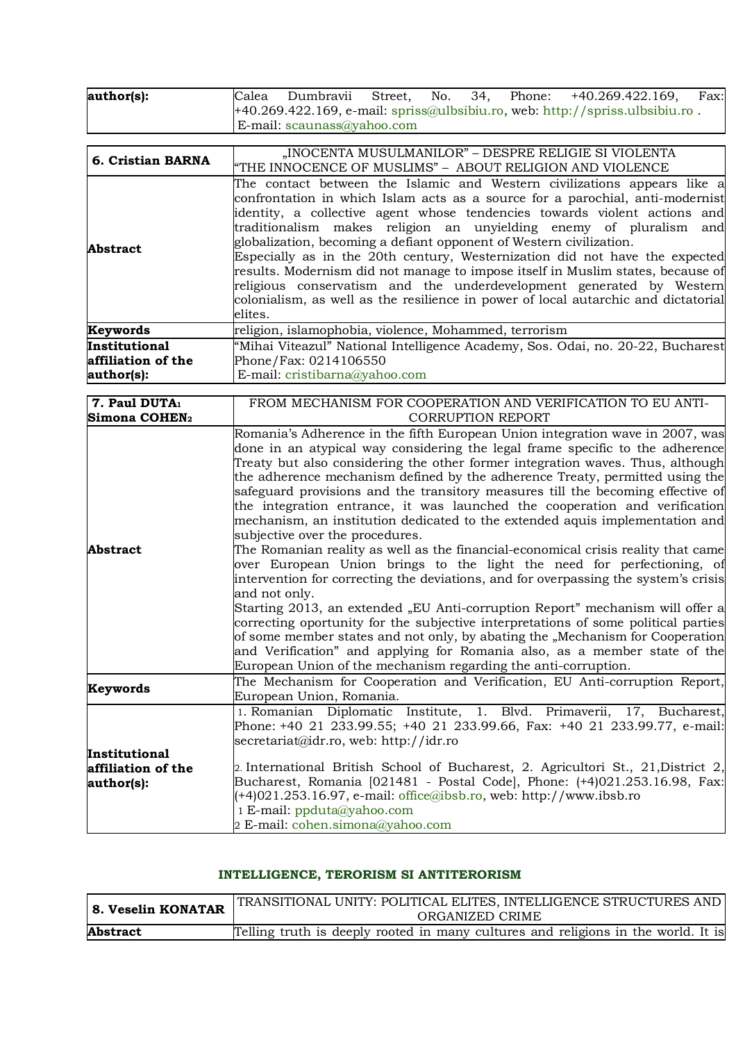| author(s): | Calea Dumbravii Street, No. 34, Phone: +40.269.422.169, Fax: +40.269.422.169, e-mail: spriss@ulbsibiu.ro, web: http://spriss.ulbsibiu.ro .<br>E-mail: scaunass@yahoo.com |
|---|---|

| 6. Cristian BARNA | „INOCENTA MUSULMANILOR" – DESPRE RELIGIE SI VIOLENTA<br>"THE INNOCENCE OF MUSLIMS" – ABOUT RELIGION AND VIOLENCE |
|---|---|
| Abstract | The contact between the Islamic and Western civilizations appears like a confrontation in which Islam acts as a source for a parochial, anti-modernist identity, a collective agent whose tendencies towards violent actions and traditionalism makes religion an unyielding enemy of pluralism and globalization, becoming a defiant opponent of Western civilization.<br>Especially as in the 20th century, Westernization did not have the expected results. Modernism did not manage to impose itself in Muslim states, because of religious conservatism and the underdevelopment generated by Western colonialism, as well as the resilience in power of local autarchic and dictatorial elites. |
| Keywords | religion, islamophobia, violence, Mohammed, terrorism |
| Institutional affiliation of the author(s): | "Mihai Viteazul" National Intelligence Academy, Sos. Odai, no. 20-22, Bucharest Phone/Fax: 0214106550<br>E-mail: cristibarna@yahoo.com |

| 7. Paul DUTA[1]<br>Simona COHEN[2] | FROM MECHANISM FOR COOPERATION AND VERIFICATION TO EU ANTI-CORRUPTION REPORT |
|---|---|
| Abstract | Romania's Adherence in the fifth European Union integration wave in 2007, was done in an atypical way considering the legal frame specific to the adherence Treaty but also considering the other former integration waves. Thus, although the adherence mechanism defined by the adherence Treaty, permitted using the safeguard provisions and the transitory measures till the becoming effective of the integration entrance, it was launched the cooperation and verification mechanism, an institution dedicated to the extended aquis implementation and subjective over the procedures.<br>The Romanian reality as well as the financial-economical crisis reality that came over European Union brings to the light the need for perfectioning, of intervention for correcting the deviations, and for overpassing the system's crisis and not only.<br>Starting 2013, an extended „EU Anti-corruption Report" mechanism will offer a correcting oportunity for the subjective interpretations of some political parties of some member states and not only, by abating the „Mechanism for Cooperation and Verification" and applying for Romania also, as a member state of the European Union of the mechanism regarding the anti-corruption. |
| Keywords | The Mechanism for Cooperation and Verification, EU Anti-corruption Report, European Union, Romania. |
| Institutional affiliation of the author(s): | 1. Romanian Diplomatic Institute, 1. Blvd. Primaverii, 17, Bucharest, Phone: +40 21 233.99.55; +40 21 233.99.66, Fax: +40 21 233.99.77, e-mail: secretariat@idr.ro, web: http://idr.ro<br><br>2. International British School of Bucharest, 2. Agricultori St., 21,District 2, Bucharest, Romania [021481 - Postal Code], Phone: (+4)021.253.16.98, Fax: (+4)021.253.16.97, e-mail: office@ibsb.ro, web: http://www.ibsb.ro<br>1 E-mail: ppduta@yahoo.com<br>2 E-mail: cohen.simona@yahoo.com |

## INTELLIGENCE, TERORISM SI ANTITERORISM

| 8. Veselin KONATAR | TRANSITIONAL UNITY: POLITICAL ELITES, INTELLIGENCE STRUCTURES AND ORGANIZED CRIME |
|---|---|
| Abstract | Telling truth is deeply rooted in many cultures and religions in the world. It is |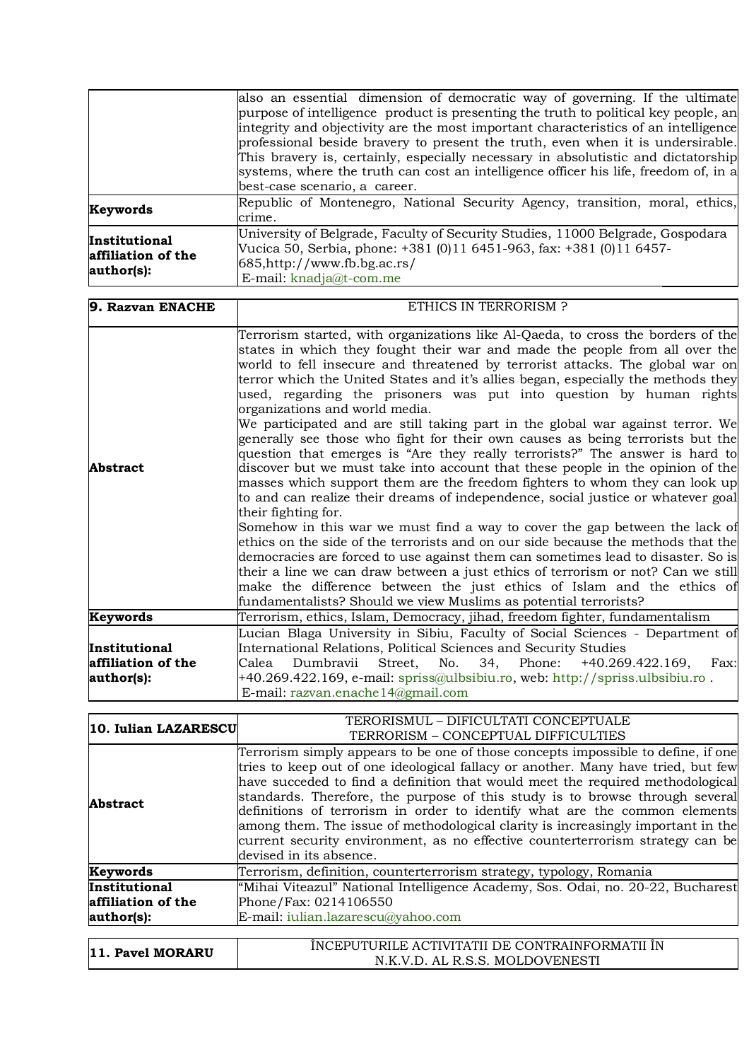| | |
|---|---|
| | also an essential dimension of democratic way of governing. If the ultimate purpose of intelligence product is presenting the truth to political key people, an integrity and objectivity are the most important characteristics of an intelligence professional beside bravery to present the truth, even when it is undersirable. This bravery is, certainly, especially necessary in absolutistic and dictatorship systems, where the truth can cost an intelligence officer his life, freedom of, in a best-case scenario, a career. |
| **Keywords** | Republic of Montenegro, National Security Agency, transition, moral, ethics, crime. |
| **Institutional affiliation of the author(s):** | University of Belgrade, Faculty of Security Studies, 11000 Belgrade, Gospodara Vucica 50, Serbia, phone: +381 (0)11 6451-963, fax: +381 (0)11 6457-685,http://www.fb.bg.ac.rs/ E-mail: knadja@t-com.me |

| **9. Razvan ENACHE** | ETHICS IN TERRORISM ? |
|---|---|
| **Abstract** | Terrorism started, with organizations like Al-Qaeda, to cross the borders of the states in which they fought their war and made the people from all over the world to fell insecure and threatened by terrorist attacks. The global war on terror which the United States and it's allies began, especially the methods they used, regarding the prisoners was put into question by human rights organizations and world media.<br>We participated and are still taking part in the global war against terror. We generally see those who fight for their own causes as being terrorists but the question that emerges is "Are they really terrorists?" The answer is hard to discover but we must take into account that these people in the opinion of the masses which support them are the freedom fighters to whom they can look up to and can realize their dreams of independence, social justice or whatever goal their fighting for.<br>Somehow in this war we must find a way to cover the gap between the lack of ethics on the side of the terrorists and on our side because the methods that the democracies are forced to use against them can sometimes lead to disaster. So is their a line we can draw between a just ethics of terrorism or not? Can we still make the difference between the just ethics of Islam and the ethics of fundamentalists? Should we view Muslims as potential terrorists? |
| **Keywords** | Terrorism, ethics, Islam, Democracy, jihad, freedom fighter, fundamentalism |
| **Institutional affiliation of the author(s):** | Lucian Blaga University in Sibiu, Faculty of Social Sciences - Department of International Relations, Political Sciences and Security Studies Calea Dumbravii Street, No. 34, Phone: +40.269.422.169, Fax: +40.269.422.169, e-mail: spriss@ulbsibiu.ro, web: http://spriss.ulbsibiu.ro . E-mail: razvan.enache14@gmail.com |

| **10. Iulian LAZARESCU** | TERORISMUL – DIFICULTATI CONCEPTUALE<br>TERRORISM – CONCEPTUAL DIFFICULTIES |
|---|---|
| **Abstract** | Terrorism simply appears to be one of those concepts impossible to define, if one tries to keep out of one ideological fallacy or another. Many have tried, but few have succeded to find a definition that would meet the required methodological standards. Therefore, the purpose of this study is to browse through several definitions of terrorism in order to identify what are the common elements among them. The issue of methodological clarity is increasingly important in the current security environment, as no effective counterterrorism strategy can be devised in its absence. |
| **Keywords** | Terrorism, definition, counterterrorism strategy, typology, Romania |
| **Institutional affiliation of the author(s):** | "Mihai Viteazul" National Intelligence Academy, Sos. Odai, no. 20-22, Bucharest Phone/Fax: 0214106550 E-mail: iulian.lazarescu@yahoo.com |

| **11. Pavel MORARU** | ÎNCEPUTURILE ACTIVITATII DE CONTRAINFORMATII ÎN N.K.V.D. AL R.S.S. MOLDOVENESTI |
|---|---|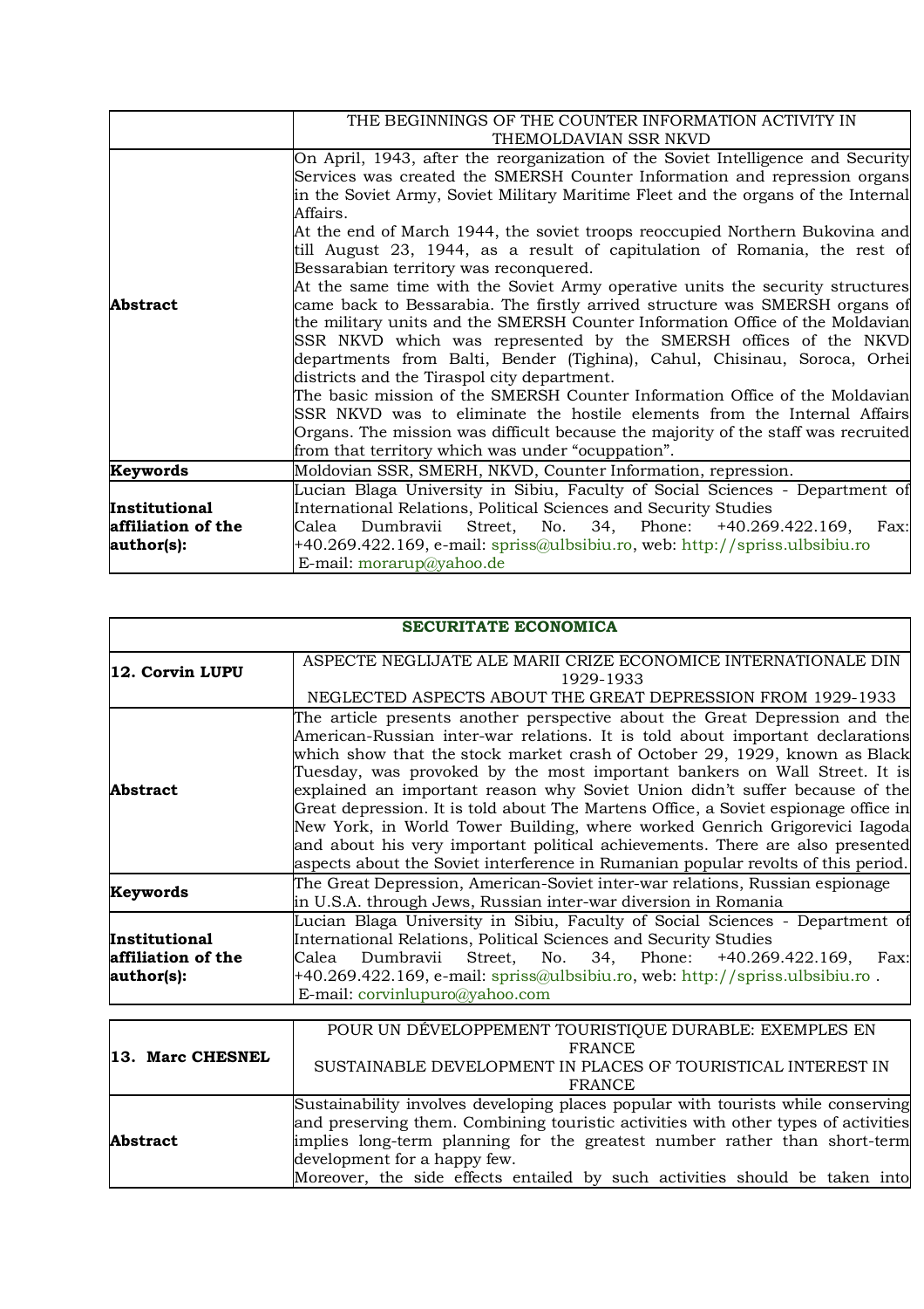| | THE BEGINNINGS OF THE COUNTER INFORMATION ACTIVITY IN THEMOLDAVIAN SSR NKVD |
|---|---|
| **Abstract** | On April, 1943, after the reorganization of the Soviet Intelligence and Security Services was created the SMERSH Counter Information and repression organs in the Soviet Army, Soviet Military Maritime Fleet and the organs of the Internal Affairs.<br>At the end of March 1944, the soviet troops reoccupied Northern Bukovina and till August 23, 1944, as a result of capitulation of Romania, the rest of Bessarabian territory was reconquered.<br>At the same time with the Soviet Army operative units the security structures came back to Bessarabia. The firstly arrived structure was SMERSH organs of the military units and the SMERSH Counter Information Office of the Moldavian SSR NKVD which was represented by the SMERSH offices of the NKVD departments from Balti, Bender (Tighina), Cahul, Chisinau, Soroca, Orhei districts and the Tiraspol city department.<br>The basic mission of the SMERSH Counter Information Office of the Moldavian SSR NKVD was to eliminate the hostile elements from the Internal Affairs Organs. The mission was difficult because the majority of the staff was recruited from that territory which was under "ocuppation". |
| **Keywords** | Moldovian SSR, SMERH, NKVD, Counter Information, repression. |
| **Institutional affiliation of the author(s):** | Lucian Blaga University in Sibiu, Faculty of Social Sciences - Department of International Relations, Political Sciences and Security Studies<br>Calea Dumbravii Street, No. 34, Phone: +40.269.422.169, Fax: +40.269.422.169, e-mail: spriss@ulbsibiu.ro, web: http://spriss.ulbsibiu.ro<br>E-mail: morarup@yahoo.de |

| **SECURITATE ECONOMICA** | |
|---|---|
| **12. Corvin LUPU** | ASPECTE NEGLIJATE ALE MARII CRIZE ECONOMICE INTERNATIONALE DIN 1929-1933<br>NEGLECTED ASPECTS ABOUT THE GREAT DEPRESSION FROM 1929-1933 |
| **Abstract** | The article presents another perspective about the Great Depression and the American-Russian inter-war relations. It is told about important declarations which show that the stock market crash of October 29, 1929, known as Black Tuesday, was provoked by the most important bankers on Wall Street. It is explained an important reason why Soviet Union didn't suffer because of the Great depression. It is told about The Martens Office, a Soviet espionage office in New York, in World Tower Building, where worked Genrich Grigorevici Iagoda and about his very important political achievements. There are also presented aspects about the Soviet interference in Rumanian popular revolts of this period. |
| **Keywords** | The Great Depression, American-Soviet inter-war relations, Russian espionage in U.S.A. through Jews, Russian inter-war diversion in Romania |
| **Institutional affiliation of the author(s):** | Lucian Blaga University in Sibiu, Faculty of Social Sciences - Department of International Relations, Political Sciences and Security Studies<br>Calea Dumbravii Street, No. 34, Phone: +40.269.422.169, Fax: +40.269.422.169, e-mail: spriss@ulbsibiu.ro, web: http://spriss.ulbsibiu.ro .<br>E-mail: corvinlupuro@yahoo.com |

| **13. Marc CHESNEL** | POUR UN DÉVELOPPEMENT TOURISTIQUE DURABLE: EXEMPLES EN FRANCE<br>SUSTAINABLE DEVELOPMENT IN PLACES OF TOURISTICAL INTEREST IN FRANCE |
|---|---|
| **Abstract** | Sustainability involves developing places popular with tourists while conserving and preserving them. Combining touristic activities with other types of activities implies long-term planning for the greatest number rather than short-term development for a happy few.<br>Moreover, the side effects entailed by such activities should be taken into |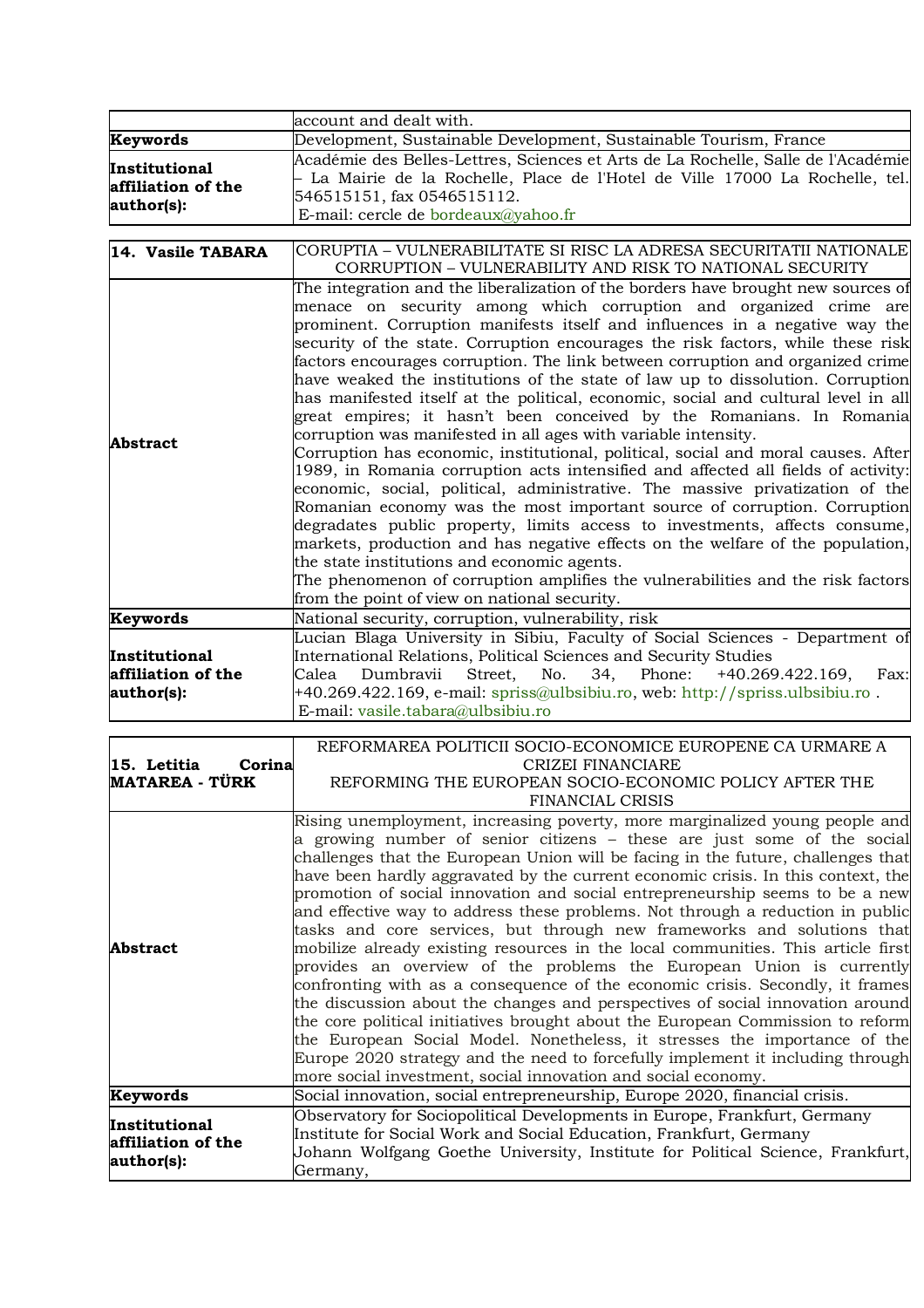| | account and dealt with. |
|---|---|
| **Keywords** | Development, Sustainable Development, Sustainable Tourism, France |
| **Institutional affiliation of the author(s):** | Académie des Belles-Lettres, Sciences et Arts de La Rochelle, Salle de l'Académie – La Mairie de la Rochelle, Place de l'Hotel de Ville 17000 La Rochelle, tel. 546515151, fax 0546515112. E-mail: cercle de bordeaux@yahoo.fr |

| **14. Vasile TABARA** | CORUPTIA – VULNERABILITATE SI RISC LA ADRESA SECURITATII NATIONALE<br>CORRUPTION – VULNERABILITY AND RISK TO NATIONAL SECURITY |
|---|---|
| **Abstract** | The integration and the liberalization of the borders have brought new sources of menace on security among which corruption and organized crime are prominent. Corruption manifests itself and influences in a negative way the security of the state. Corruption encourages the risk factors, while these risk factors encourages corruption. The link between corruption and organized crime have weaked the institutions of the state of law up to dissolution. Corruption has manifested itself at the political, economic, social and cultural level in all great empires; it hasn't been conceived by the Romanians. In Romania corruption was manifested in all ages with variable intensity.<br>Corruption has economic, institutional, political, social and moral causes. After 1989, in Romania corruption acts intensified and affected all fields of activity: economic, social, political, administrative. The massive privatization of the Romanian economy was the most important source of corruption. Corruption degradates public property, limits access to investments, affects consume, markets, production and has negative effects on the welfare of the population, the state institutions and economic agents.<br>The phenomenon of corruption amplifies the vulnerabilities and the risk factors from the point of view on national security. |
| **Keywords** | National security, corruption, vulnerability, risk |
| **Institutional affiliation of the author(s):** | Lucian Blaga University in Sibiu, Faculty of Social Sciences - Department of International Relations, Political Sciences and Security Studies<br>Calea Dumbravii Street, No. 34, Phone: +40.269.422.169, Fax: +40.269.422.169, e-mail: spriss@ulbsibiu.ro, web: http://spriss.ulbsibiu.ro .<br>E-mail: vasile.tabara@ulbsibiu.ro |

| **15. Letitia Corina MATAREA - TÜRK** | REFORMAREA POLITICII SOCIO-ECONOMICE EUROPENE CA URMARE A CRIZEI FINANCIARE<br>REFORMING THE EUROPEAN SOCIO-ECONOMIC POLICY AFTER THE FINANCIAL CRISIS |
|---|---|
| **Abstract** | Rising unemployment, increasing poverty, more marginalized young people and a growing number of senior citizens – these are just some of the social challenges that the European Union will be facing in the future, challenges that have been hardly aggravated by the current economic crisis. In this context, the promotion of social innovation and social entrepreneurship seems to be a new and effective way to address these problems. Not through a reduction in public tasks and core services, but through new frameworks and solutions that mobilize already existing resources in the local communities. This article first provides an overview of the problems the European Union is currently confronting with as a consequence of the economic crisis. Secondly, it frames the discussion about the changes and perspectives of social innovation around the core political initiatives brought about the European Commission to reform the European Social Model. Nonetheless, it stresses the importance of the Europe 2020 strategy and the need to forcefully implement it including through more social investment, social innovation and social economy. |
| **Keywords** | Social innovation, social entrepreneurship, Europe 2020, financial crisis. |
| **Institutional affiliation of the author(s):** | Observatory for Sociopolitical Developments in Europe, Frankfurt, Germany<br>Institute for Social Work and Social Education, Frankfurt, Germany<br>Johann Wolfgang Goethe University, Institute for Political Science, Frankfurt, Germany, |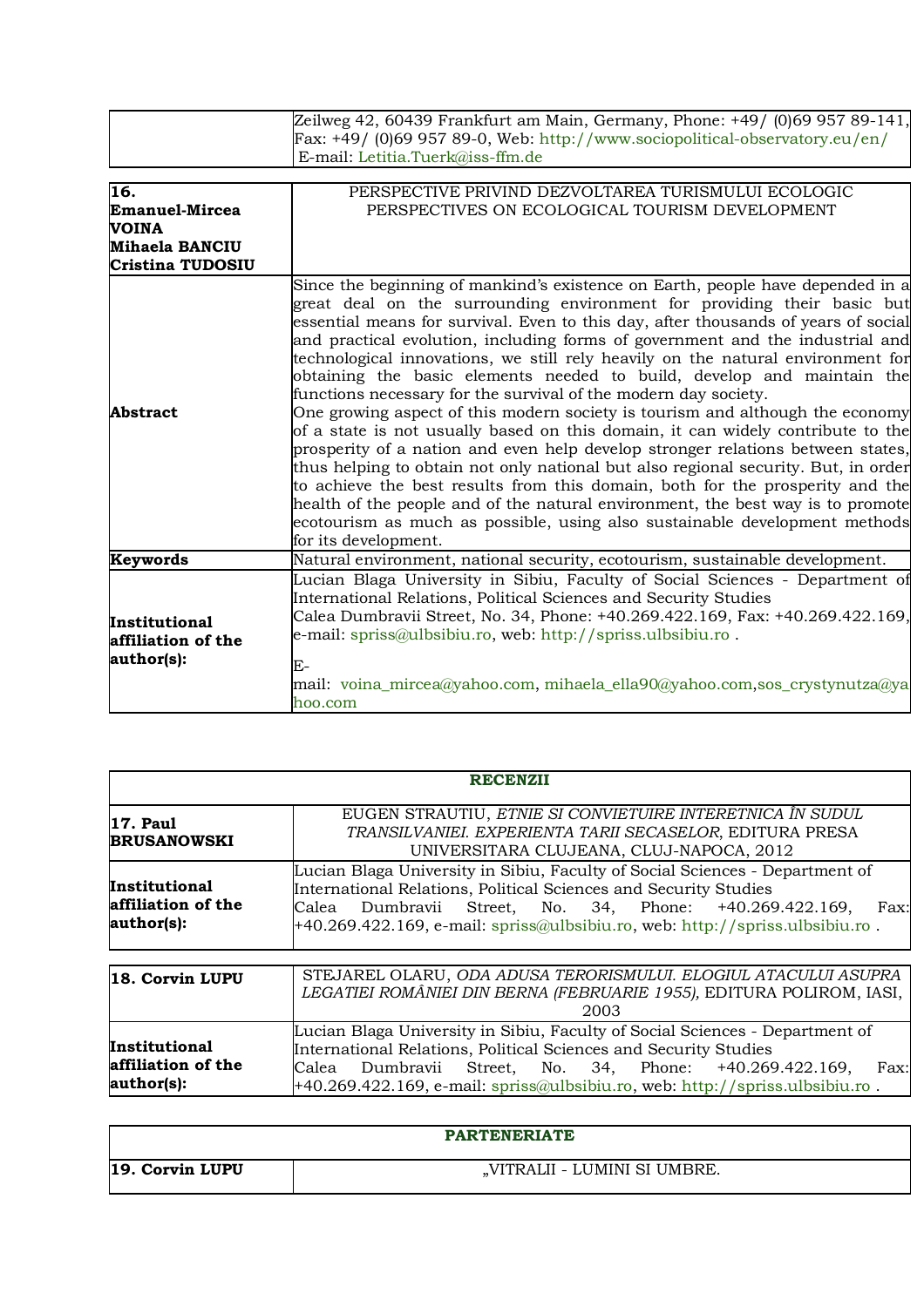| | Zeilweg 42, 60439 Frankfurt am Main, Germany, Phone: +49/ (0)69 957 89-141, Fax: +49/ (0)69 957 89-0, Web: http://www.sociopolitical-observatory.eu/en/ E-mail: Letitia.Tuerk@iss-ffm.de |
|---|---|

| **16. Emanuel-Mircea VOINA Mihaela BANCIU Cristina TUDOSIU** | PERSPECTIVE PRIVIND DEZVOLTAREA TURISMULUI ECOLOGIC PERSPECTIVES ON ECOLOGICAL TOURISM DEVELOPMENT |
|---|---|
| **Abstract** | Since the beginning of mankind's existence on Earth, people have depended in a great deal on the surrounding environment for providing their basic but essential means for survival. Even to this day, after thousands of years of social and practical evolution, including forms of government and the industrial and technological innovations, we still rely heavily on the natural environment for obtaining the basic elements needed to build, develop and maintain the functions necessary for the survival of the modern day society. One growing aspect of this modern society is tourism and although the economy of a state is not usually based on this domain, it can widely contribute to the prosperity of a nation and even help develop stronger relations between states, thus helping to obtain not only national but also regional security. But, in order to achieve the best results from this domain, both for the prosperity and the health of the people and of the natural environment, the best way is to promote ecotourism as much as possible, using also sustainable development methods for its development. |
| **Keywords** | Natural environment, national security, ecotourism, sustainable development. |
| **Institutional affiliation of the author(s):** | Lucian Blaga University in Sibiu, Faculty of Social Sciences - Department of International Relations, Political Sciences and Security Studies Calea Dumbravii Street, No. 34, Phone: +40.269.422.169, Fax: +40.269.422.169, e-mail: spriss@ulbsibiu.ro, web: http://spriss.ulbsibiu.ro . E-mail: voina_mircea@yahoo.com, mihaela_ella90@yahoo.com,sos_crystynutza@yahoo.com |

| **RECENZII** | |
|---|---|
| **17. Paul BRUSANOWSKI** | EUGEN STRAUTIU, *ETNIE SI CONVIETUIRE INTERETNICA ÎN SUDUL TRANSILVANIEI. EXPERIENTA TARII SECASELOR*, EDITURA PRESA UNIVERSITARA CLUJEANA, CLUJ-NAPOCA, 2012 |
| **Institutional affiliation of the author(s):** | Lucian Blaga University in Sibiu, Faculty of Social Sciences - Department of International Relations, Political Sciences and Security Studies Calea Dumbravii Street, No. 34, Phone: +40.269.422.169, Fax: +40.269.422.169, e-mail: spriss@ulbsibiu.ro, web: http://spriss.ulbsibiu.ro . |

| **18. Corvin LUPU** | STEJAREL OLARU, *ODA ADUSA TERORISMULUI. ELOGIUL ATACULUI ASUPRA LEGATIEI ROMÂNIEI DIN BERNA (FEBRUARIE 1955)*, EDITURA POLIROM, IASI, 2003 |
|---|---|
| **Institutional affiliation of the author(s):** | Lucian Blaga University in Sibiu, Faculty of Social Sciences - Department of International Relations, Political Sciences and Security Studies Calea Dumbravii Street, No. 34, Phone: +40.269.422.169, Fax: +40.269.422.169, e-mail: spriss@ulbsibiu.ro, web: http://spriss.ulbsibiu.ro . |

| **PARTENERIATE** | |
|---|---|
| **19. Corvin LUPU** | „VITRALII - LUMINI SI UMBRE. |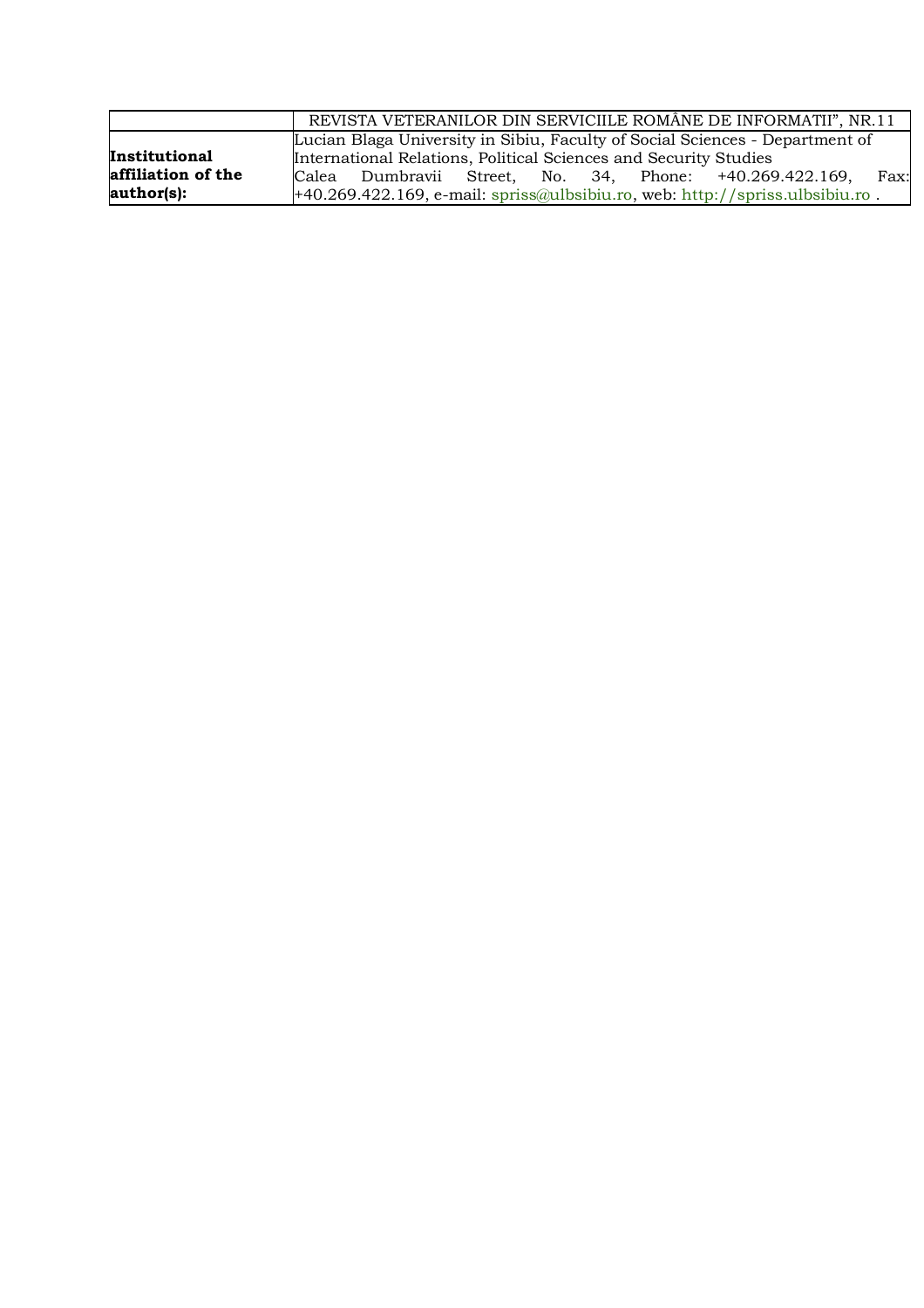| | |
|---|---|
| | REVISTA VETERANILOR DIN SERVICIILE ROMÂNE DE INFORMATII", NR.11 |
| **Institutional affiliation of the author(s):** | Lucian Blaga University in Sibiu, Faculty of Social Sciences - Department of International Relations, Political Sciences and Security Studies Calea Dumbravii Street, No. 34, Phone: +40.269.422.169, Fax: +40.269.422.169, e-mail: spriss@ulbsibiu.ro, web: http://spriss.ulbsibiu.ro . |